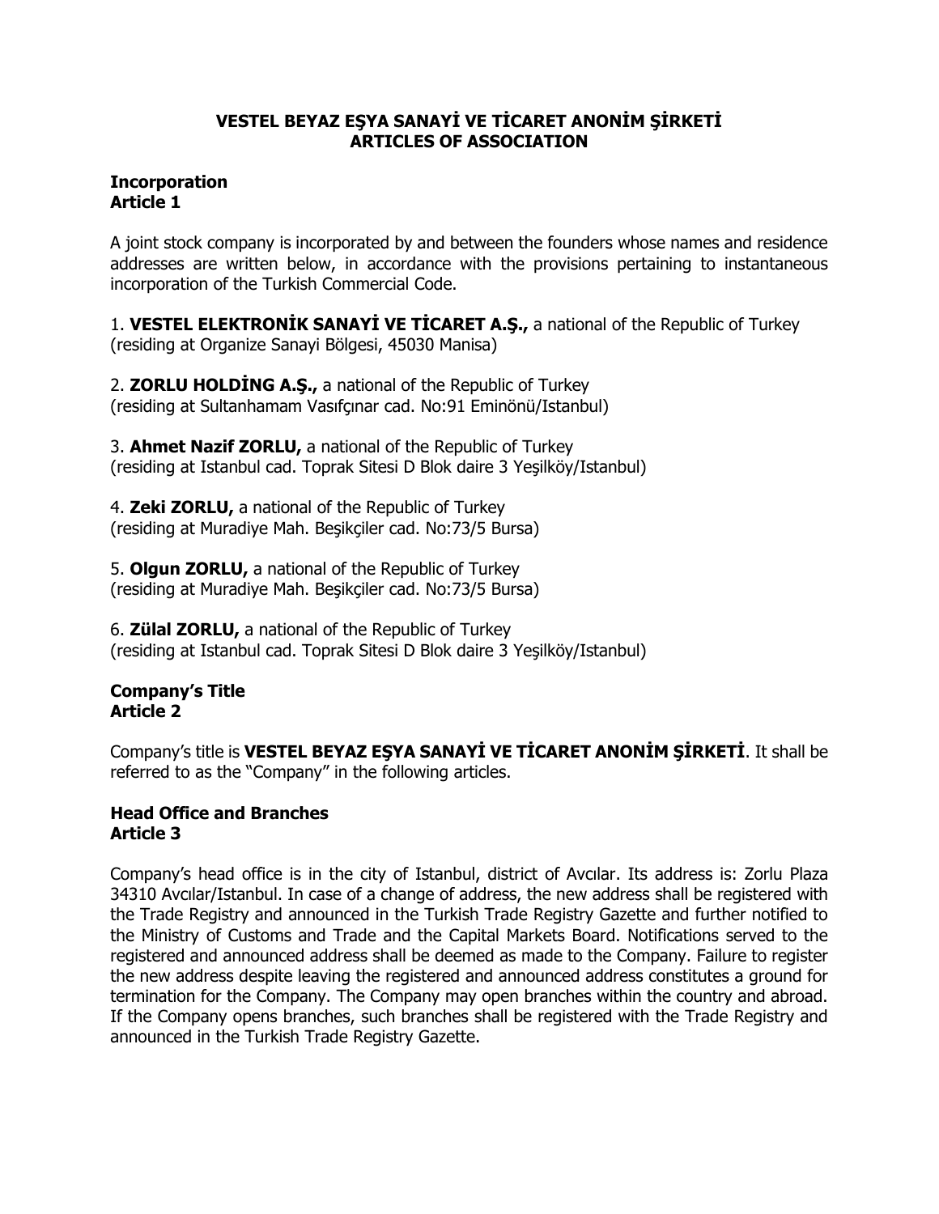# VESTEL BEYAZ EŞYA SANAYİ VE TİCARET ANONİM ŞİRKETİ
# ARTICLES OF ASSOCIATION

## Incorporation
## Article 1

A joint stock company is incorporated by and between the founders whose names and residence addresses are written below, in accordance with the provisions pertaining to instantaneous incorporation of the Turkish Commercial Code.

1. **VESTEL ELEKTRONİK SANAYİ VE TİCARET A.Ş.,** a national of the Republic of Turkey (residing at Organize Sanayi Bölgesi, 45030 Manisa)

2. **ZORLU HOLDİNG A.Ş.,** a national of the Republic of Turkey (residing at Sultanhamam Vasıfçınar cad. No:91 Eminönü/Istanbul)

3. **Ahmet Nazif ZORLU,** a national of the Republic of Turkey (residing at Istanbul cad. Toprak Sitesi D Blok daire 3 Yeşilköy/Istanbul)

4. **Zeki ZORLU,** a national of the Republic of Turkey (residing at Muradiye Mah. Beşikçiler cad. No:73/5 Bursa)

5. **Olgun ZORLU,** a national of the Republic of Turkey (residing at Muradiye Mah. Beşikçiler cad. No:73/5 Bursa)

6. **Zülal ZORLU,** a national of the Republic of Turkey (residing at Istanbul cad. Toprak Sitesi D Blok daire 3 Yeşilköy/Istanbul)

## Company's Title
## Article 2

Company's title is **VESTEL BEYAZ EŞYA SANAYİ VE TİCARET ANONİM ŞİRKETİ**. It shall be referred to as the "Company" in the following articles.

## Head Office and Branches
## Article 3

Company's head office is in the city of Istanbul, district of Avcılar. Its address is: Zorlu Plaza 34310 Avcılar/Istanbul. In case of a change of address, the new address shall be registered with the Trade Registry and announced in the Turkish Trade Registry Gazette and further notified to the Ministry of Customs and Trade and the Capital Markets Board. Notifications served to the registered and announced address shall be deemed as made to the Company. Failure to register the new address despite leaving the registered and announced address constitutes a ground for termination for the Company. The Company may open branches within the country and abroad. If the Company opens branches, such branches shall be registered with the Trade Registry and announced in the Turkish Trade Registry Gazette.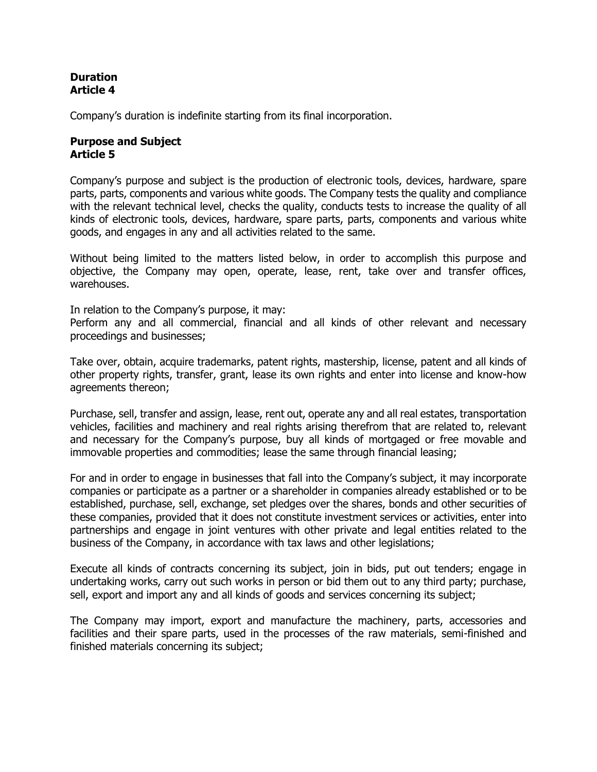**Duration**
**Article 4**

Company’s duration is indefinite starting from its final incorporation.

**Purpose and Subject**
**Article 5**

Company’s purpose and subject is the production of electronic tools, devices, hardware, spare parts, parts, components and various white goods. The Company tests the quality and compliance with the relevant technical level, checks the quality, conducts tests to increase the quality of all kinds of electronic tools, devices, hardware, spare parts, parts, components and various white goods, and engages in any and all activities related to the same.

Without being limited to the matters listed below, in order to accomplish this purpose and objective, the Company may open, operate, lease, rent, take over and transfer offices, warehouses.

In relation to the Company’s purpose, it may:
Perform any and all commercial, financial and all kinds of other relevant and necessary proceedings and businesses;

Take over, obtain, acquire trademarks, patent rights, mastership, license, patent and all kinds of other property rights, transfer, grant, lease its own rights and enter into license and know-how agreements thereon;

Purchase, sell, transfer and assign, lease, rent out, operate any and all real estates, transportation vehicles, facilities and machinery and real rights arising therefrom that are related to, relevant and necessary for the Company’s purpose, buy all kinds of mortgaged or free movable and immovable properties and commodities; lease the same through financial leasing;

For and in order to engage in businesses that fall into the Company’s subject, it may incorporate companies or participate as a partner or a shareholder in companies already established or to be established, purchase, sell, exchange, set pledges over the shares, bonds and other securities of these companies, provided that it does not constitute investment services or activities, enter into partnerships and engage in joint ventures with other private and legal entities related to the business of the Company, in accordance with tax laws and other legislations;

Execute all kinds of contracts concerning its subject, join in bids, put out tenders; engage in undertaking works, carry out such works in person or bid them out to any third party; purchase, sell, export and import any and all kinds of goods and services concerning its subject;

The Company may import, export and manufacture the machinery, parts, accessories and facilities and their spare parts, used in the processes of the raw materials, semi-finished and finished materials concerning its subject;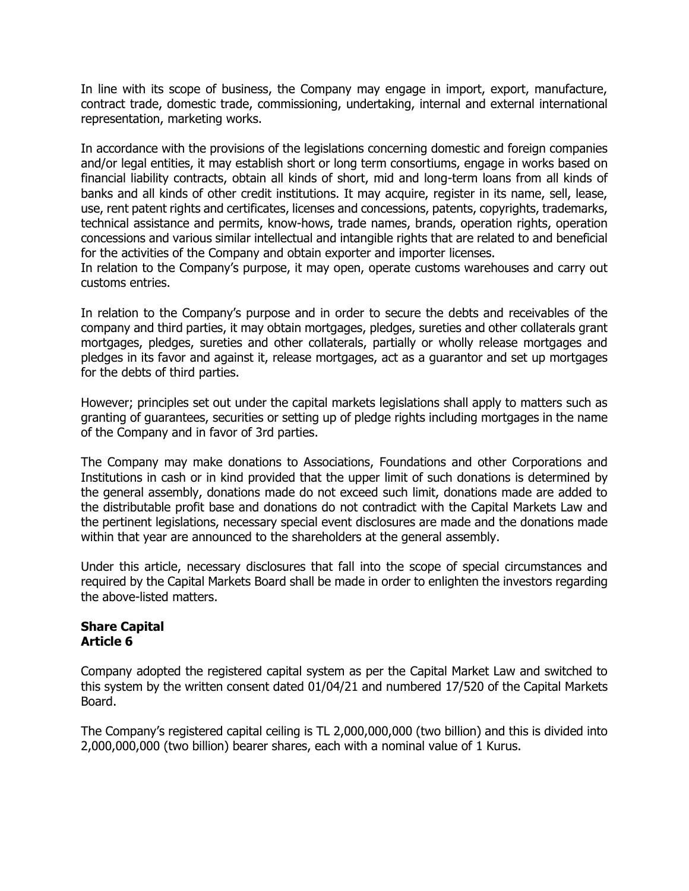In line with its scope of business, the Company may engage in import, export, manufacture, contract trade, domestic trade, commissioning, undertaking, internal and external international representation, marketing works.

In accordance with the provisions of the legislations concerning domestic and foreign companies and/or legal entities, it may establish short or long term consortiums, engage in works based on financial liability contracts, obtain all kinds of short, mid and long-term loans from all kinds of banks and all kinds of other credit institutions. It may acquire, register in its name, sell, lease, use, rent patent rights and certificates, licenses and concessions, patents, copyrights, trademarks, technical assistance and permits, know-hows, trade names, brands, operation rights, operation concessions and various similar intellectual and intangible rights that are related to and beneficial for the activities of the Company and obtain exporter and importer licenses.
In relation to the Company's purpose, it may open, operate customs warehouses and carry out customs entries.

In relation to the Company's purpose and in order to secure the debts and receivables of the company and third parties, it may obtain mortgages, pledges, sureties and other collaterals grant mortgages, pledges, sureties and other collaterals, partially or wholly release mortgages and pledges in its favor and against it, release mortgages, act as a guarantor and set up mortgages for the debts of third parties.

However; principles set out under the capital markets legislations shall apply to matters such as granting of guarantees, securities or setting up of pledge rights including mortgages in the name of the Company and in favor of 3rd parties.

The Company may make donations to Associations, Foundations and other Corporations and Institutions in cash or in kind provided that the upper limit of such donations is determined by the general assembly, donations made do not exceed such limit, donations made are added to the distributable profit base and donations do not contradict with the Capital Markets Law and the pertinent legislations, necessary special event disclosures are made and the donations made within that year are announced to the shareholders at the general assembly.

Under this article, necessary disclosures that fall into the scope of special circumstances and required by the Capital Markets Board shall be made in order to enlighten the investors regarding the above-listed matters.

**Share Capital**
**Article 6**

Company adopted the registered capital system as per the Capital Market Law and switched to this system by the written consent dated 01/04/21 and numbered 17/520 of the Capital Markets Board.

The Company's registered capital ceiling is TL 2,000,000,000 (two billion) and this is divided into 2,000,000,000 (two billion) bearer shares, each with a nominal value of 1 Kurus.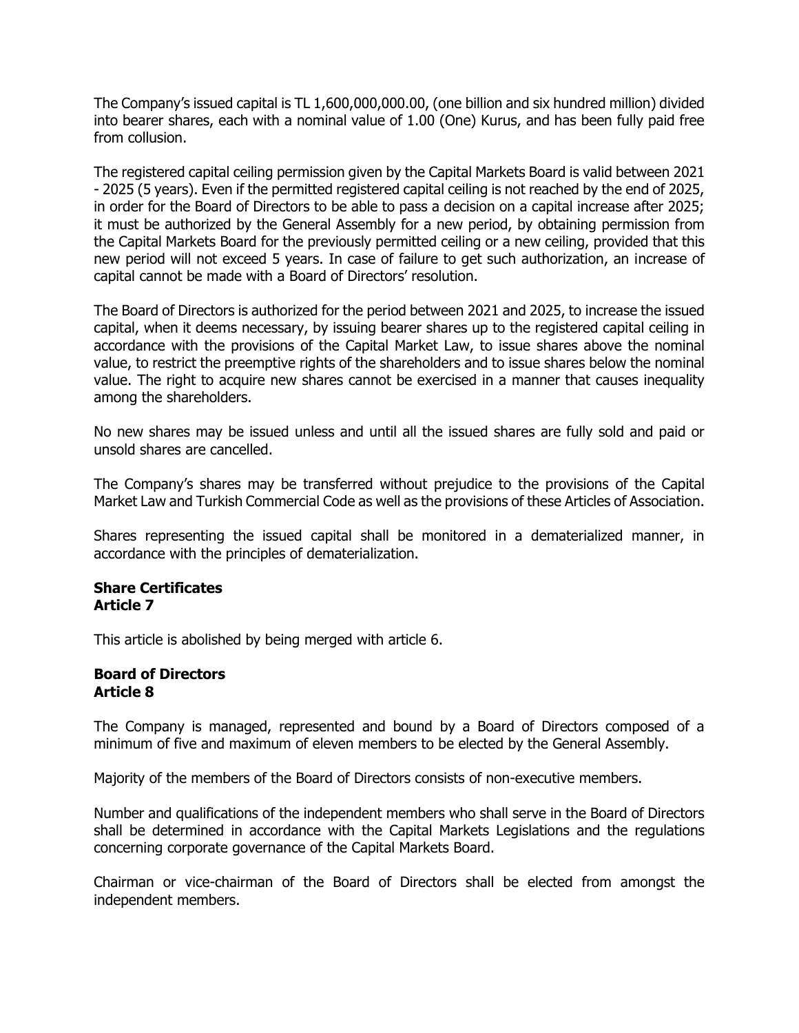The Company's issued capital is TL 1,600,000,000.00, (one billion and six hundred million) divided into bearer shares, each with a nominal value of 1.00 (One) Kurus, and has been fully paid free from collusion.

The registered capital ceiling permission given by the Capital Markets Board is valid between 2021 - 2025 (5 years). Even if the permitted registered capital ceiling is not reached by the end of 2025, in order for the Board of Directors to be able to pass a decision on a capital increase after 2025; it must be authorized by the General Assembly for a new period, by obtaining permission from the Capital Markets Board for the previously permitted ceiling or a new ceiling, provided that this new period will not exceed 5 years. In case of failure to get such authorization, an increase of capital cannot be made with a Board of Directors' resolution.

The Board of Directors is authorized for the period between 2021 and 2025, to increase the issued capital, when it deems necessary, by issuing bearer shares up to the registered capital ceiling in accordance with the provisions of the Capital Market Law, to issue shares above the nominal value, to restrict the preemptive rights of the shareholders and to issue shares below the nominal value. The right to acquire new shares cannot be exercised in a manner that causes inequality among the shareholders.

No new shares may be issued unless and until all the issued shares are fully sold and paid or unsold shares are cancelled.

The Company's shares may be transferred without prejudice to the provisions of the Capital Market Law and Turkish Commercial Code as well as the provisions of these Articles of Association.

Shares representing the issued capital shall be monitored in a dematerialized manner, in accordance with the principles of dematerialization.

**Share Certificates**
**Article 7**

This article is abolished by being merged with article 6.

**Board of Directors**
**Article 8**

The Company is managed, represented and bound by a Board of Directors composed of a minimum of five and maximum of eleven members to be elected by the General Assembly.

Majority of the members of the Board of Directors consists of non-executive members.

Number and qualifications of the independent members who shall serve in the Board of Directors shall be determined in accordance with the Capital Markets Legislations and the regulations concerning corporate governance of the Capital Markets Board.

Chairman or vice-chairman of the Board of Directors shall be elected from amongst the independent members.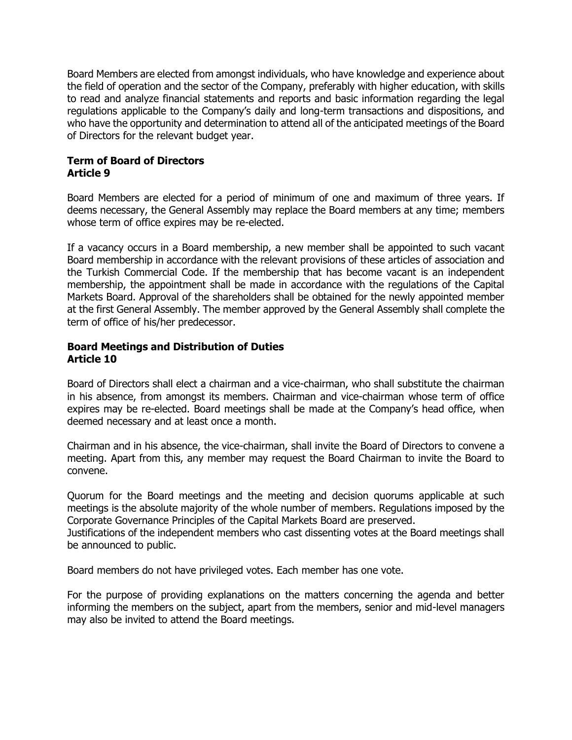Board Members are elected from amongst individuals, who have knowledge and experience about the field of operation and the sector of the Company, preferably with higher education, with skills to read and analyze financial statements and reports and basic information regarding the legal regulations applicable to the Company's daily and long-term transactions and dispositions, and who have the opportunity and determination to attend all of the anticipated meetings of the Board of Directors for the relevant budget year.

**Term of Board of Directors**
**Article 9**

Board Members are elected for a period of minimum of one and maximum of three years. If deems necessary, the General Assembly may replace the Board members at any time; members whose term of office expires may be re-elected.

If a vacancy occurs in a Board membership, a new member shall be appointed to such vacant Board membership in accordance with the relevant provisions of these articles of association and the Turkish Commercial Code. If the membership that has become vacant is an independent membership, the appointment shall be made in accordance with the regulations of the Capital Markets Board. Approval of the shareholders shall be obtained for the newly appointed member at the first General Assembly. The member approved by the General Assembly shall complete the term of office of his/her predecessor.

**Board Meetings and Distribution of Duties**
**Article 10**

Board of Directors shall elect a chairman and a vice-chairman, who shall substitute the chairman in his absence, from amongst its members. Chairman and vice-chairman whose term of office expires may be re-elected. Board meetings shall be made at the Company's head office, when deemed necessary and at least once a month.

Chairman and in his absence, the vice-chairman, shall invite the Board of Directors to convene a meeting. Apart from this, any member may request the Board Chairman to invite the Board to convene.

Quorum for the Board meetings and the meeting and decision quorums applicable at such meetings is the absolute majority of the whole number of members. Regulations imposed by the Corporate Governance Principles of the Capital Markets Board are preserved.
Justifications of the independent members who cast dissenting votes at the Board meetings shall be announced to public.

Board members do not have privileged votes. Each member has one vote.

For the purpose of providing explanations on the matters concerning the agenda and better informing the members on the subject, apart from the members, senior and mid-level managers may also be invited to attend the Board meetings.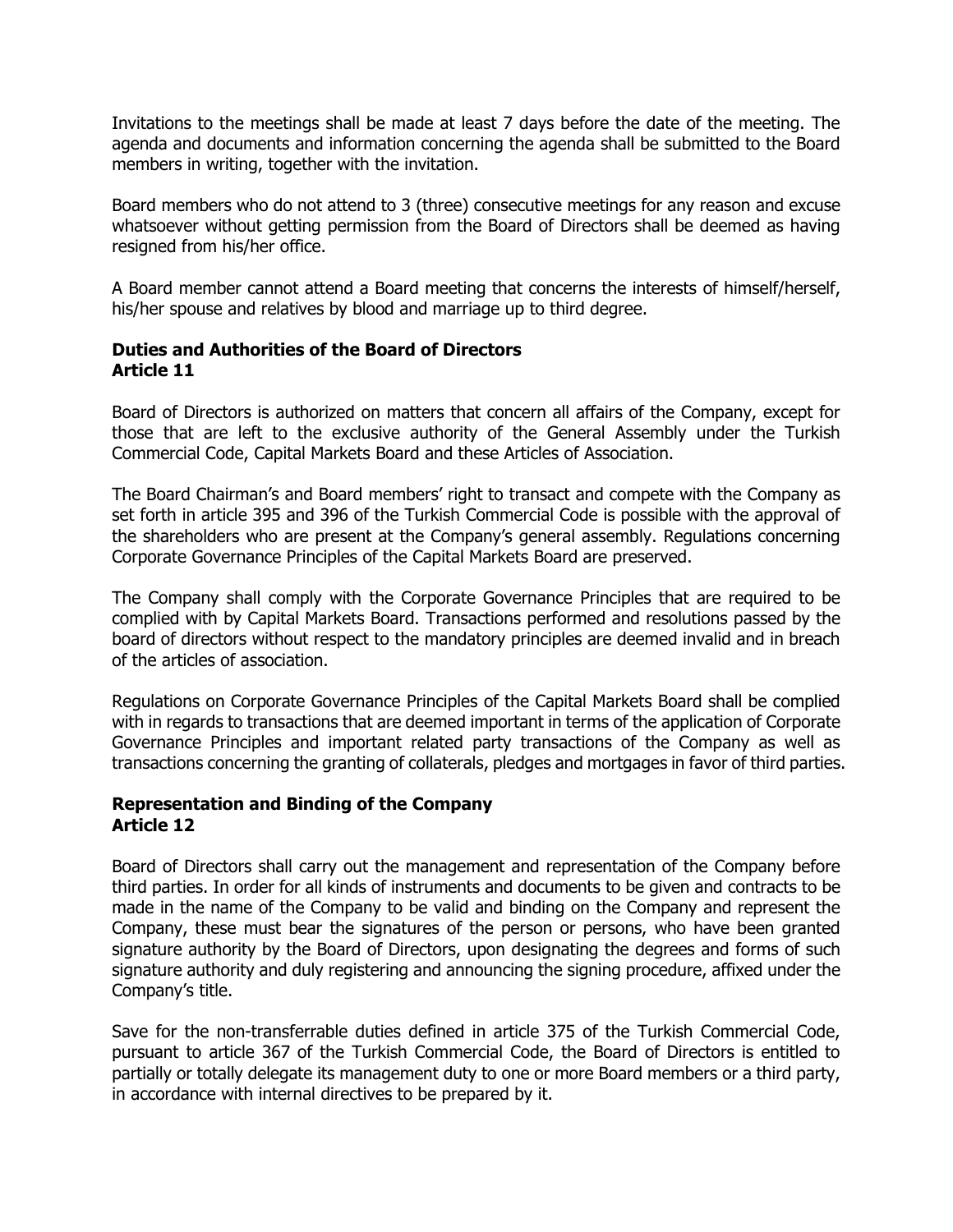Invitations to the meetings shall be made at least 7 days before the date of the meeting. The agenda and documents and information concerning the agenda shall be submitted to the Board members in writing, together with the invitation.

Board members who do not attend to 3 (three) consecutive meetings for any reason and excuse whatsoever without getting permission from the Board of Directors shall be deemed as having resigned from his/her office.

A Board member cannot attend a Board meeting that concerns the interests of himself/herself, his/her spouse and relatives by blood and marriage up to third degree.

**Duties and Authorities of the Board of Directors**
**Article 11**

Board of Directors is authorized on matters that concern all affairs of the Company, except for those that are left to the exclusive authority of the General Assembly under the Turkish Commercial Code, Capital Markets Board and these Articles of Association.

The Board Chairman's and Board members' right to transact and compete with the Company as set forth in article 395 and 396 of the Turkish Commercial Code is possible with the approval of the shareholders who are present at the Company's general assembly. Regulations concerning Corporate Governance Principles of the Capital Markets Board are preserved.

The Company shall comply with the Corporate Governance Principles that are required to be complied with by Capital Markets Board. Transactions performed and resolutions passed by the board of directors without respect to the mandatory principles are deemed invalid and in breach of the articles of association.

Regulations on Corporate Governance Principles of the Capital Markets Board shall be complied with in regards to transactions that are deemed important in terms of the application of Corporate Governance Principles and important related party transactions of the Company as well as transactions concerning the granting of collaterals, pledges and mortgages in favor of third parties.

**Representation and Binding of the Company**
**Article 12**

Board of Directors shall carry out the management and representation of the Company before third parties. In order for all kinds of instruments and documents to be given and contracts to be made in the name of the Company to be valid and binding on the Company and represent the Company, these must bear the signatures of the person or persons, who have been granted signature authority by the Board of Directors, upon designating the degrees and forms of such signature authority and duly registering and announcing the signing procedure, affixed under the Company's title.

Save for the non-transferrable duties defined in article 375 of the Turkish Commercial Code, pursuant to article 367 of the Turkish Commercial Code, the Board of Directors is entitled to partially or totally delegate its management duty to one or more Board members or a third party, in accordance with internal directives to be prepared by it.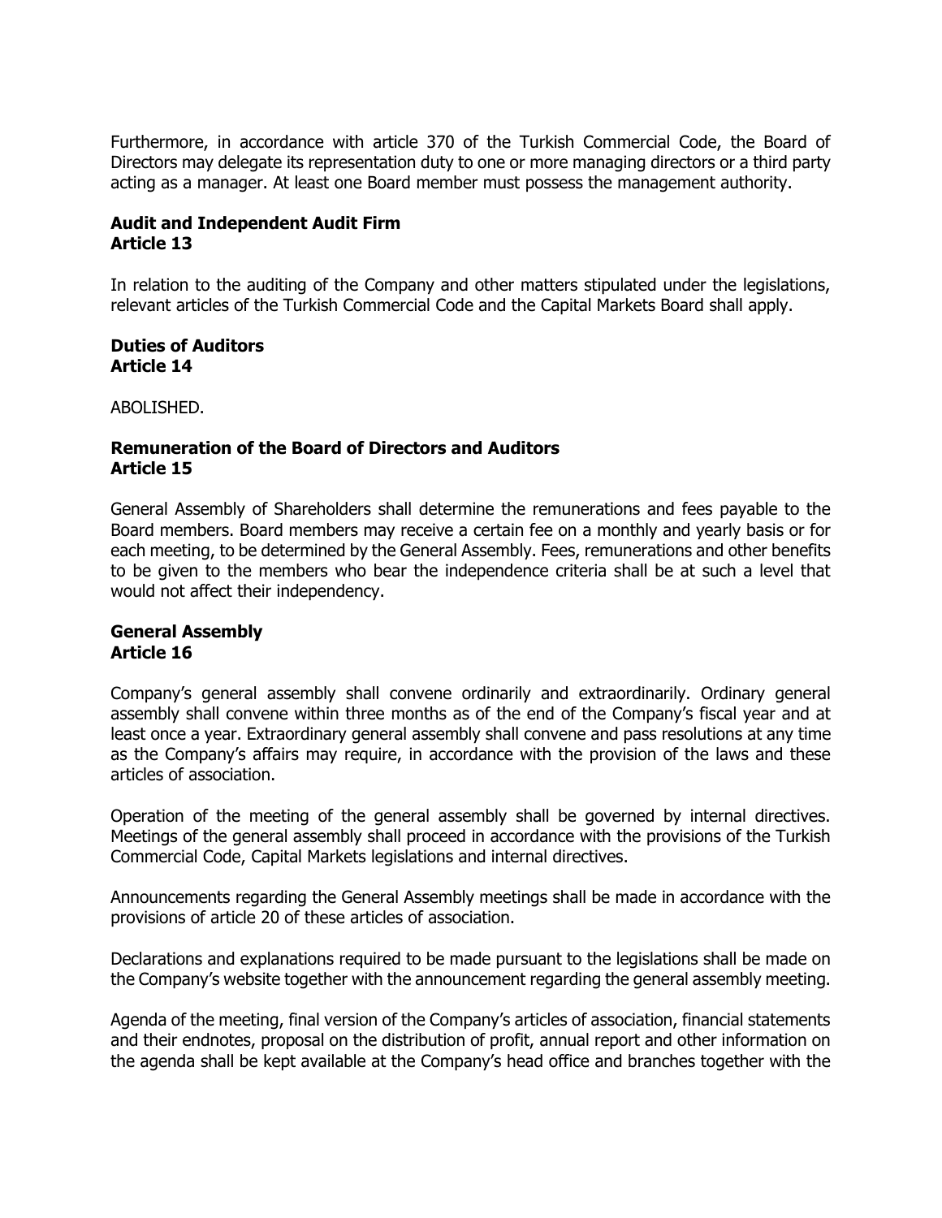Furthermore, in accordance with article 370 of the Turkish Commercial Code, the Board of Directors may delegate its representation duty to one or more managing directors or a third party acting as a manager. At least one Board member must possess the management authority.

**Audit and Independent Audit Firm**
**Article 13**

In relation to the auditing of the Company and other matters stipulated under the legislations, relevant articles of the Turkish Commercial Code and the Capital Markets Board shall apply.

**Duties of Auditors**
**Article 14**

ABOLISHED.

**Remuneration of the Board of Directors and Auditors**
**Article 15**

General Assembly of Shareholders shall determine the remunerations and fees payable to the Board members. Board members may receive a certain fee on a monthly and yearly basis or for each meeting, to be determined by the General Assembly. Fees, remunerations and other benefits to be given to the members who bear the independence criteria shall be at such a level that would not affect their independency.

**General Assembly**
**Article 16**

Company's general assembly shall convene ordinarily and extraordinarily. Ordinary general assembly shall convene within three months as of the end of the Company's fiscal year and at least once a year. Extraordinary general assembly shall convene and pass resolutions at any time as the Company's affairs may require, in accordance with the provision of the laws and these articles of association.

Operation of the meeting of the general assembly shall be governed by internal directives. Meetings of the general assembly shall proceed in accordance with the provisions of the Turkish Commercial Code, Capital Markets legislations and internal directives.

Announcements regarding the General Assembly meetings shall be made in accordance with the provisions of article 20 of these articles of association.

Declarations and explanations required to be made pursuant to the legislations shall be made on the Company's website together with the announcement regarding the general assembly meeting.

Agenda of the meeting, final version of the Company's articles of association, financial statements and their endnotes, proposal on the distribution of profit, annual report and other information on the agenda shall be kept available at the Company's head office and branches together with the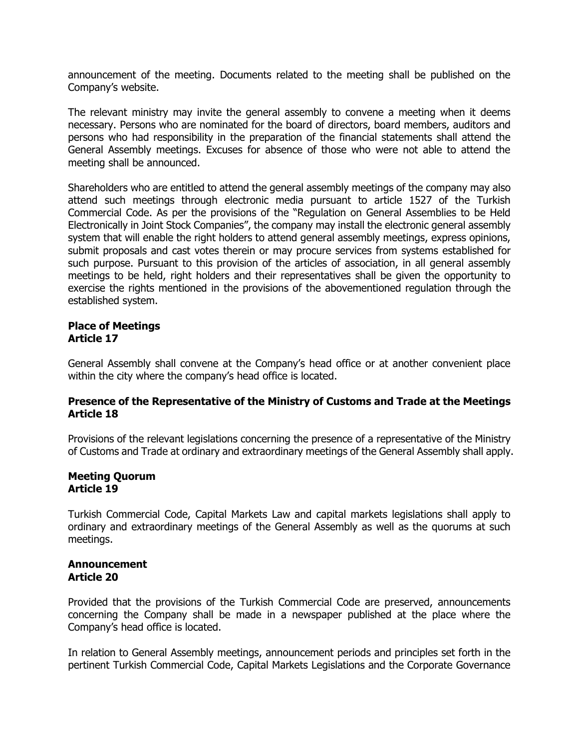announcement of the meeting. Documents related to the meeting shall be published on the Company's website.

The relevant ministry may invite the general assembly to convene a meeting when it deems necessary. Persons who are nominated for the board of directors, board members, auditors and persons who had responsibility in the preparation of the financial statements shall attend the General Assembly meetings. Excuses for absence of those who were not able to attend the meeting shall be announced.

Shareholders who are entitled to attend the general assembly meetings of the company may also attend such meetings through electronic media pursuant to article 1527 of the Turkish Commercial Code. As per the provisions of the "Regulation on General Assemblies to be Held Electronically in Joint Stock Companies", the company may install the electronic general assembly system that will enable the right holders to attend general assembly meetings, express opinions, submit proposals and cast votes therein or may procure services from systems established for such purpose. Pursuant to this provision of the articles of association, in all general assembly meetings to be held, right holders and their representatives shall be given the opportunity to exercise the rights mentioned in the provisions of the abovementioned regulation through the established system.

**Place of Meetings**
**Article 17**

General Assembly shall convene at the Company's head office or at another convenient place within the city where the company's head office is located.

**Presence of the Representative of the Ministry of Customs and Trade at the Meetings**
**Article 18**

Provisions of the relevant legislations concerning the presence of a representative of the Ministry of Customs and Trade at ordinary and extraordinary meetings of the General Assembly shall apply.

**Meeting Quorum**
**Article 19**

Turkish Commercial Code, Capital Markets Law and capital markets legislations shall apply to ordinary and extraordinary meetings of the General Assembly as well as the quorums at such meetings.

**Announcement**
**Article 20**

Provided that the provisions of the Turkish Commercial Code are preserved, announcements concerning the Company shall be made in a newspaper published at the place where the Company's head office is located.

In relation to General Assembly meetings, announcement periods and principles set forth in the pertinent Turkish Commercial Code, Capital Markets Legislations and the Corporate Governance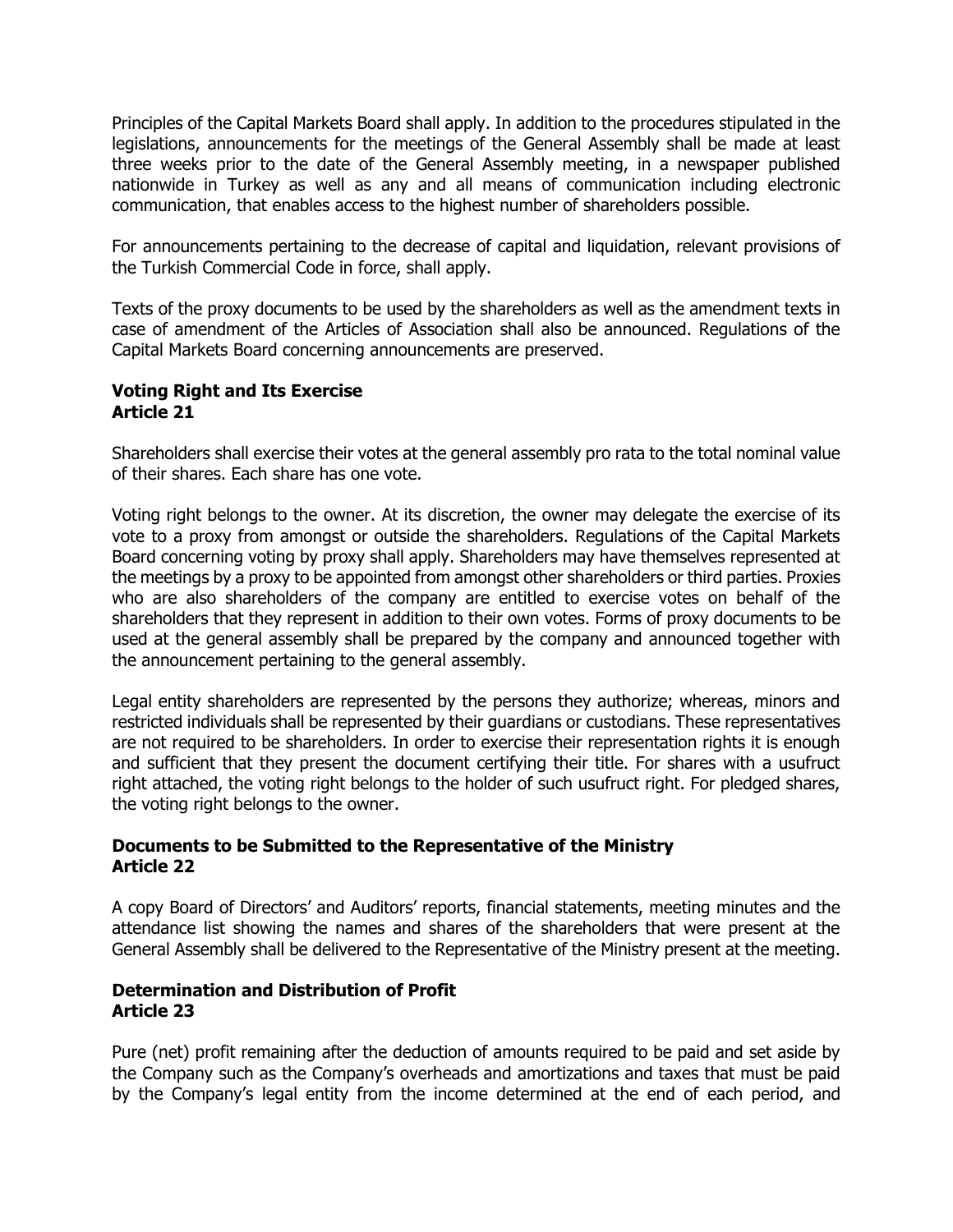Principles of the Capital Markets Board shall apply. In addition to the procedures stipulated in the legislations, announcements for the meetings of the General Assembly shall be made at least three weeks prior to the date of the General Assembly meeting, in a newspaper published nationwide in Turkey as well as any and all means of communication including electronic communication, that enables access to the highest number of shareholders possible.

For announcements pertaining to the decrease of capital and liquidation, relevant provisions of the Turkish Commercial Code in force, shall apply.

Texts of the proxy documents to be used by the shareholders as well as the amendment texts in case of amendment of the Articles of Association shall also be announced. Regulations of the Capital Markets Board concerning announcements are preserved.

**Voting Right and Its Exercise**
**Article 21**

Shareholders shall exercise their votes at the general assembly pro rata to the total nominal value of their shares. Each share has one vote.

Voting right belongs to the owner. At its discretion, the owner may delegate the exercise of its vote to a proxy from amongst or outside the shareholders. Regulations of the Capital Markets Board concerning voting by proxy shall apply. Shareholders may have themselves represented at the meetings by a proxy to be appointed from amongst other shareholders or third parties. Proxies who are also shareholders of the company are entitled to exercise votes on behalf of the shareholders that they represent in addition to their own votes. Forms of proxy documents to be used at the general assembly shall be prepared by the company and announced together with the announcement pertaining to the general assembly.

Legal entity shareholders are represented by the persons they authorize; whereas, minors and restricted individuals shall be represented by their guardians or custodians. These representatives are not required to be shareholders. In order to exercise their representation rights it is enough and sufficient that they present the document certifying their title. For shares with a usufruct right attached, the voting right belongs to the holder of such usufruct right. For pledged shares, the voting right belongs to the owner.

**Documents to be Submitted to the Representative of the Ministry**
**Article 22**

A copy Board of Directors' and Auditors' reports, financial statements, meeting minutes and the attendance list showing the names and shares of the shareholders that were present at the General Assembly shall be delivered to the Representative of the Ministry present at the meeting.

**Determination and Distribution of Profit**
**Article 23**

Pure (net) profit remaining after the deduction of amounts required to be paid and set aside by the Company such as the Company's overheads and amortizations and taxes that must be paid by the Company's legal entity from the income determined at the end of each period, and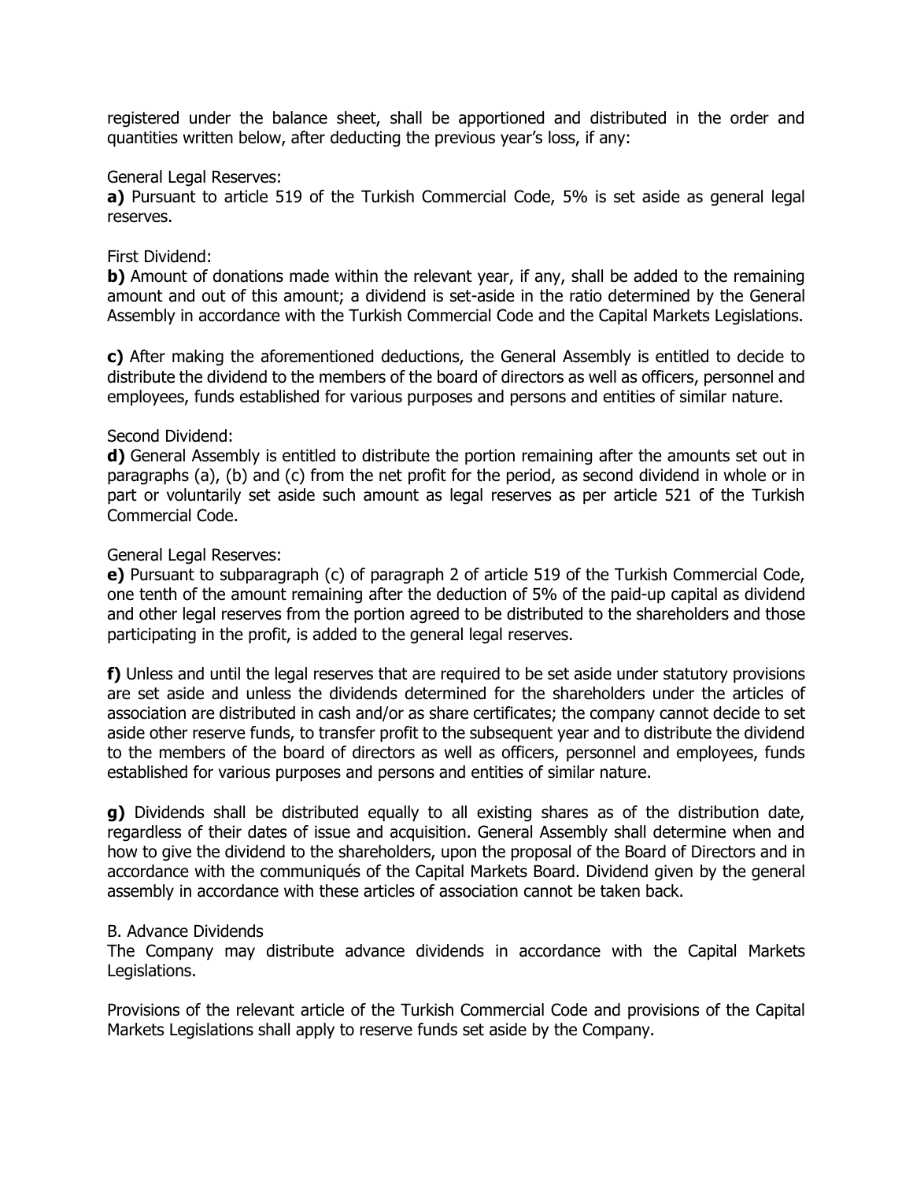registered under the balance sheet, shall be apportioned and distributed in the order and quantities written below, after deducting the previous year's loss, if any:

General Legal Reserves:
**a)** Pursuant to article 519 of the Turkish Commercial Code, 5% is set aside as general legal reserves.

First Dividend:
**b)** Amount of donations made within the relevant year, if any, shall be added to the remaining amount and out of this amount; a dividend is set-aside in the ratio determined by the General Assembly in accordance with the Turkish Commercial Code and the Capital Markets Legislations.

**c)** After making the aforementioned deductions, the General Assembly is entitled to decide to distribute the dividend to the members of the board of directors as well as officers, personnel and employees, funds established for various purposes and persons and entities of similar nature.

Second Dividend:
**d)** General Assembly is entitled to distribute the portion remaining after the amounts set out in paragraphs (a), (b) and (c) from the net profit for the period, as second dividend in whole or in part or voluntarily set aside such amount as legal reserves as per article 521 of the Turkish Commercial Code.

General Legal Reserves:
**e)** Pursuant to subparagraph (c) of paragraph 2 of article 519 of the Turkish Commercial Code, one tenth of the amount remaining after the deduction of 5% of the paid-up capital as dividend and other legal reserves from the portion agreed to be distributed to the shareholders and those participating in the profit, is added to the general legal reserves.

**f)** Unless and until the legal reserves that are required to be set aside under statutory provisions are set aside and unless the dividends determined for the shareholders under the articles of association are distributed in cash and/or as share certificates; the company cannot decide to set aside other reserve funds, to transfer profit to the subsequent year and to distribute the dividend to the members of the board of directors as well as officers, personnel and employees, funds established for various purposes and persons and entities of similar nature.

**g)** Dividends shall be distributed equally to all existing shares as of the distribution date, regardless of their dates of issue and acquisition. General Assembly shall determine when and how to give the dividend to the shareholders, upon the proposal of the Board of Directors and in accordance with the communiqués of the Capital Markets Board. Dividend given by the general assembly in accordance with these articles of association cannot be taken back.

B. Advance Dividends
The Company may distribute advance dividends in accordance with the Capital Markets Legislations.

Provisions of the relevant article of the Turkish Commercial Code and provisions of the Capital Markets Legislations shall apply to reserve funds set aside by the Company.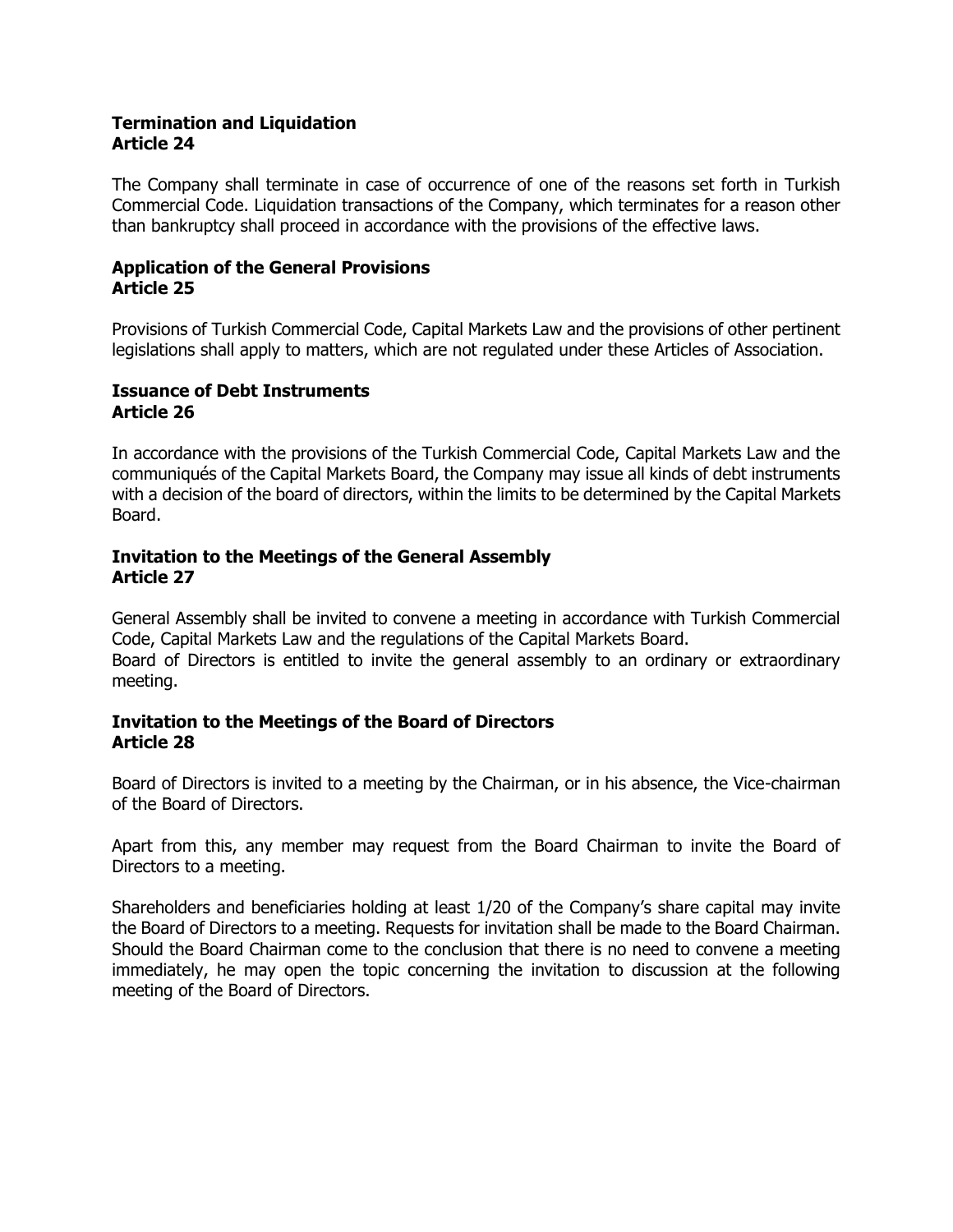**Termination and Liquidation**
**Article 24**

The Company shall terminate in case of occurrence of one of the reasons set forth in Turkish Commercial Code. Liquidation transactions of the Company, which terminates for a reason other than bankruptcy shall proceed in accordance with the provisions of the effective laws.

**Application of the General Provisions**
**Article 25**

Provisions of Turkish Commercial Code, Capital Markets Law and the provisions of other pertinent legislations shall apply to matters, which are not regulated under these Articles of Association.

**Issuance of Debt Instruments**
**Article 26**

In accordance with the provisions of the Turkish Commercial Code, Capital Markets Law and the communiqués of the Capital Markets Board, the Company may issue all kinds of debt instruments with a decision of the board of directors, within the limits to be determined by the Capital Markets Board.

**Invitation to the Meetings of the General Assembly**
**Article 27**

General Assembly shall be invited to convene a meeting in accordance with Turkish Commercial Code, Capital Markets Law and the regulations of the Capital Markets Board.
Board of Directors is entitled to invite the general assembly to an ordinary or extraordinary meeting.

**Invitation to the Meetings of the Board of Directors**
**Article 28**

Board of Directors is invited to a meeting by the Chairman, or in his absence, the Vice-chairman of the Board of Directors.

Apart from this, any member may request from the Board Chairman to invite the Board of Directors to a meeting.

Shareholders and beneficiaries holding at least 1/20 of the Company's share capital may invite the Board of Directors to a meeting. Requests for invitation shall be made to the Board Chairman. Should the Board Chairman come to the conclusion that there is no need to convene a meeting immediately, he may open the topic concerning the invitation to discussion at the following meeting of the Board of Directors.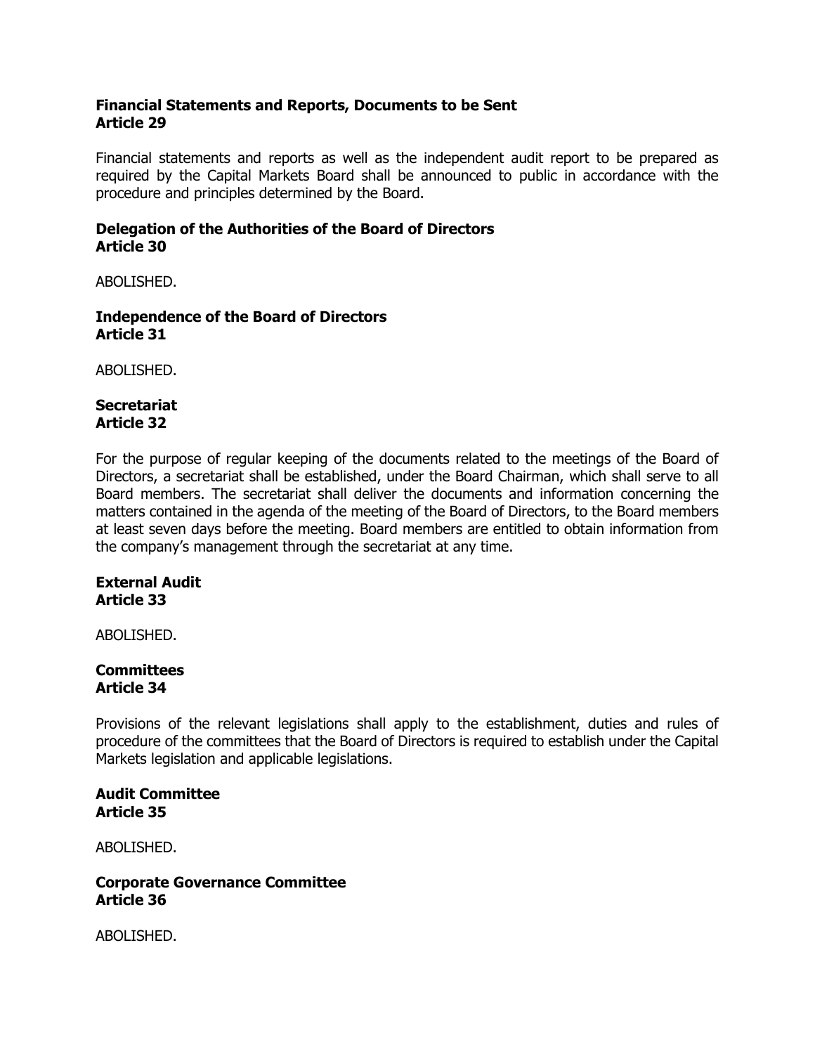**Financial Statements and Reports, Documents to be Sent**
**Article 29**

Financial statements and reports as well as the independent audit report to be prepared as required by the Capital Markets Board shall be announced to public in accordance with the procedure and principles determined by the Board.

**Delegation of the Authorities of the Board of Directors**
**Article 30**

ABOLISHED.

**Independence of the Board of Directors**
**Article 31**

ABOLISHED.

**Secretariat**
**Article 32**

For the purpose of regular keeping of the documents related to the meetings of the Board of Directors, a secretariat shall be established, under the Board Chairman, which shall serve to all Board members. The secretariat shall deliver the documents and information concerning the matters contained in the agenda of the meeting of the Board of Directors, to the Board members at least seven days before the meeting. Board members are entitled to obtain information from the company's management through the secretariat at any time.

**External Audit**
**Article 33**

ABOLISHED.

**Committees**
**Article 34**

Provisions of the relevant legislations shall apply to the establishment, duties and rules of procedure of the committees that the Board of Directors is required to establish under the Capital Markets legislation and applicable legislations.

**Audit Committee**
**Article 35**

ABOLISHED.

**Corporate Governance Committee**
**Article 36**

ABOLISHED.